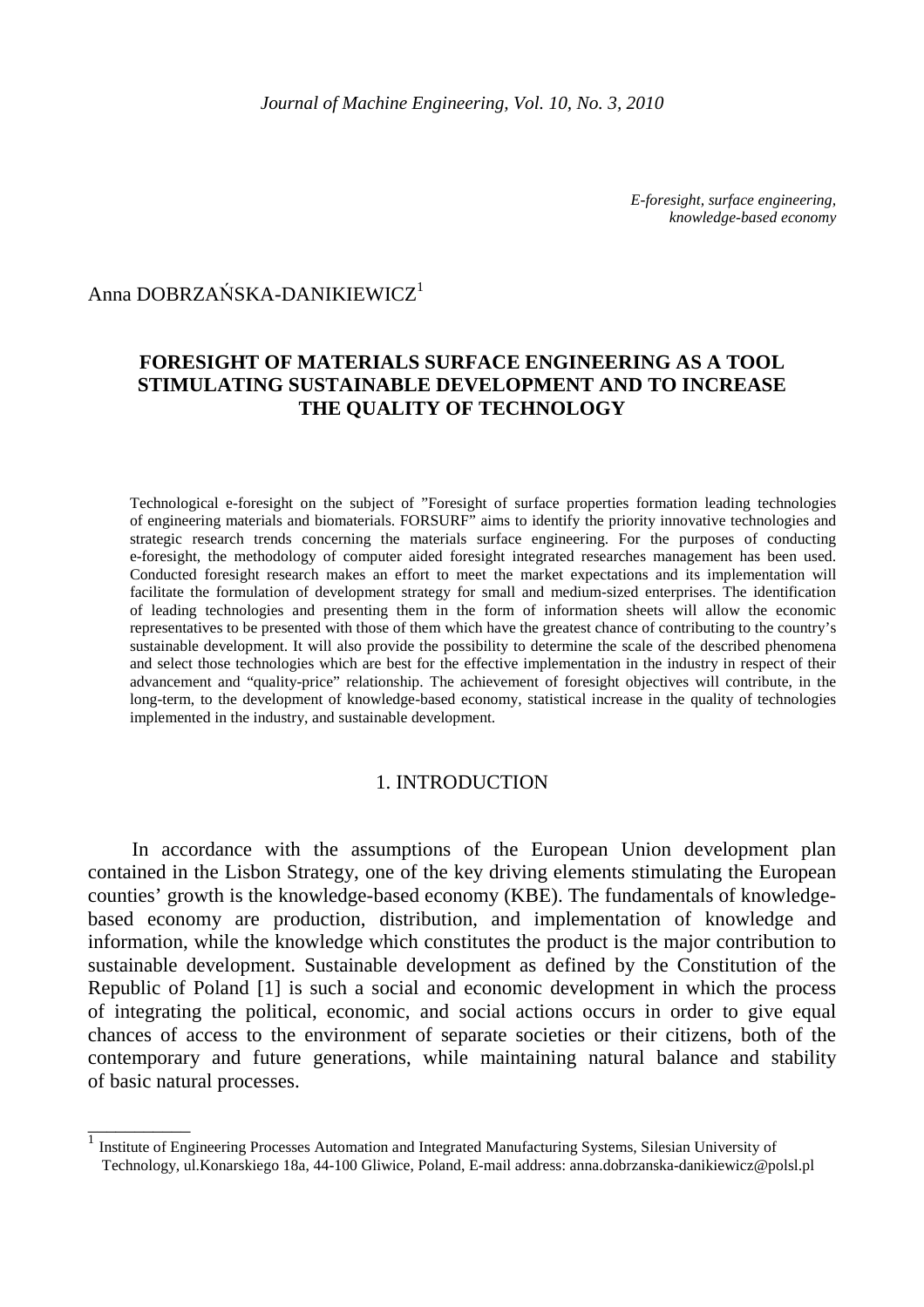*E-foresight, surface engineering, knowledge-based economy*

Anna DOBRZAŃSKA-DANIKIEWICZ[1]

# FORESIGHT OF MATERIALS SURFACE ENGINEERING AS A TOOL STIMULATING SUSTAINABLE DEVELOPMENT AND TO INCREASE THE QUALITY OF TECHNOLOGY

Technological e-foresight on the subject of "Foresight of surface properties formation leading technologies of engineering materials and biomaterials. FORSURF" aims to identify the priority innovative technologies and strategic research trends concerning the materials surface engineering. For the purposes of conducting e-foresight, the methodology of computer aided foresight integrated researches management has been used. Conducted foresight research makes an effort to meet the market expectations and its implementation will facilitate the formulation of development strategy for small and medium-sized enterprises. The identification of leading technologies and presenting them in the form of information sheets will allow the economic representatives to be presented with those of them which have the greatest chance of contributing to the country's sustainable development. It will also provide the possibility to determine the scale of the described phenomena and select those technologies which are best for the effective implementation in the industry in respect of their advancement and "quality-price" relationship. The achievement of foresight objectives will contribute, in the long-term, to the development of knowledge-based economy, statistical increase in the quality of technologies implemented in the industry, and sustainable development.

## 1. INTRODUCTION

In accordance with the assumptions of the European Union development plan contained in the Lisbon Strategy, one of the key driving elements stimulating the European counties' growth is the knowledge-based economy (KBE). The fundamentals of knowledge-based economy are production, distribution, and implementation of knowledge and information, while the knowledge which constitutes the product is the major contribution to sustainable development. Sustainable development as defined by the Constitution of the Republic of Poland [1] is such a social and economic development in which the process of integrating the political, economic, and social actions occurs in order to give equal chances of access to the environment of separate societies or their citizens, both of the contemporary and future generations, while maintaining natural balance and stability of basic natural processes.

---

[1] Institute of Engineering Processes Automation and Integrated Manufacturing Systems, Silesian University of Technology, ul.Konarskiego 18a, 44-100 Gliwice, Poland, E-mail address: anna.dobrzanska-danikiewicz@polsl.pl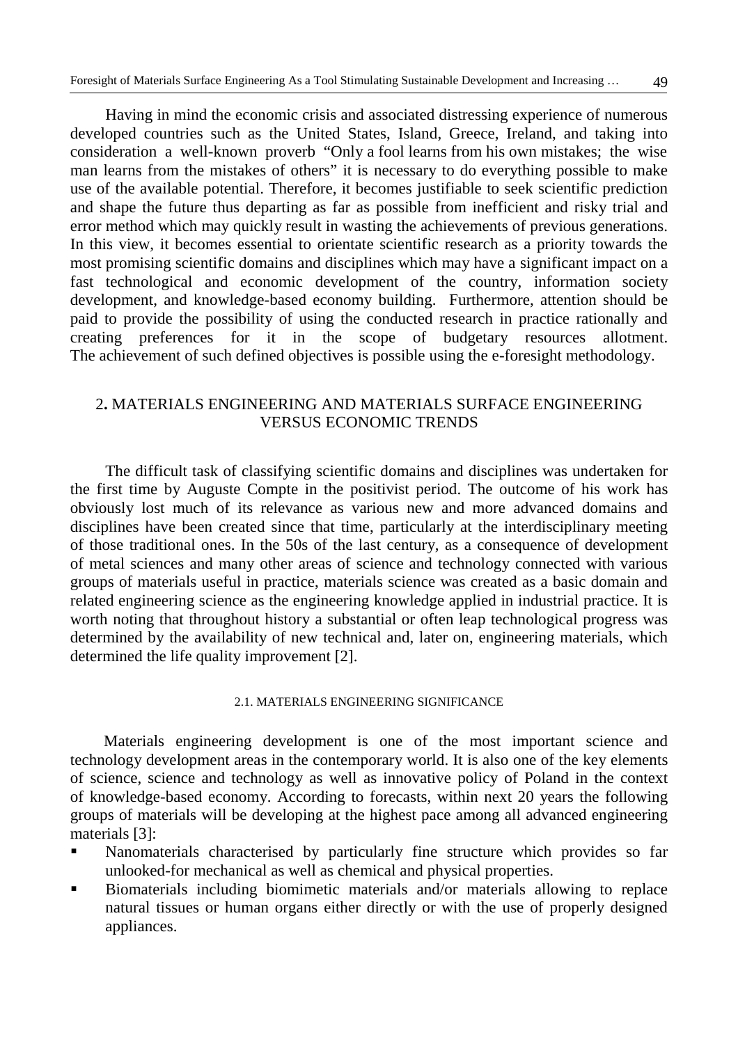Having in mind the economic crisis and associated distressing experience of numerous developed countries such as the United States, Island, Greece, Ireland, and taking into consideration a well-known proverb "Only a fool learns from his own mistakes; the wise man learns from the mistakes of others" it is necessary to do everything possible to make use of the available potential. Therefore, it becomes justifiable to seek scientific prediction and shape the future thus departing as far as possible from inefficient and risky trial and error method which may quickly result in wasting the achievements of previous generations. In this view, it becomes essential to orientate scientific research as a priority towards the most promising scientific domains and disciplines which may have a significant impact on a fast technological and economic development of the country, information society development, and knowledge-based economy building. Furthermore, attention should be paid to provide the possibility of using the conducted research in practice rationally and creating preferences for it in the scope of budgetary resources allotment. The achievement of such defined objectives is possible using the e-foresight methodology.

## 2. MATERIALS ENGINEERING AND MATERIALS SURFACE ENGINEERING VERSUS ECONOMIC TRENDS

The difficult task of classifying scientific domains and disciplines was undertaken for the first time by Auguste Compte in the positivist period. The outcome of his work has obviously lost much of its relevance as various new and more advanced domains and disciplines have been created since that time, particularly at the interdisciplinary meeting of those traditional ones. In the 50s of the last century, as a consequence of development of metal sciences and many other areas of science and technology connected with various groups of materials useful in practice, materials science was created as a basic domain and related engineering science as the engineering knowledge applied in industrial practice. It is worth noting that throughout history a substantial or often leap technological progress was determined by the availability of new technical and, later on, engineering materials, which determined the life quality improvement [2].

### 2.1. MATERIALS ENGINEERING SIGNIFICANCE

Materials engineering development is one of the most important science and technology development areas in the contemporary world. It is also one of the key elements of science, science and technology as well as innovative policy of Poland in the context of knowledge-based economy. According to forecasts, within next 20 years the following groups of materials will be developing at the highest pace among all advanced engineering materials [3]:

- Nanomaterials characterised by particularly fine structure which provides so far unlooked-for mechanical as well as chemical and physical properties.
- Biomaterials including biomimetic materials and/or materials allowing to replace natural tissues or human organs either directly or with the use of properly designed appliances.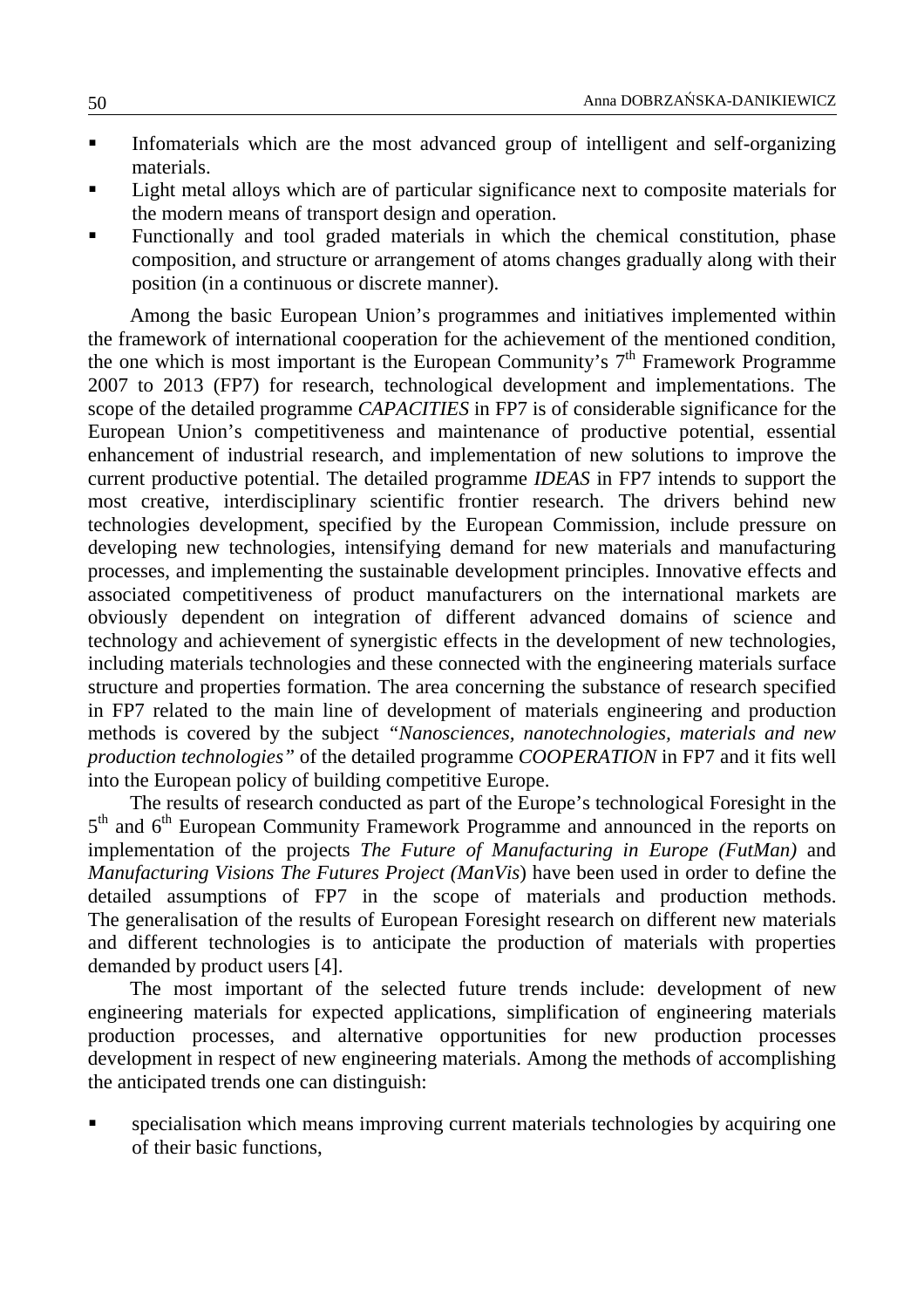- Infomaterials which are the most advanced group of intelligent and self-organizing materials.
- Light metal alloys which are of particular significance next to composite materials for the modern means of transport design and operation.
- Functionally and tool graded materials in which the chemical constitution, phase composition, and structure or arrangement of atoms changes gradually along with their position (in a continuous or discrete manner).

Among the basic European Union's programmes and initiatives implemented within the framework of international cooperation for the achievement of the mentioned condition, the one which is most important is the European Community's 7$^{th}$ Framework Programme 2007 to 2013 (FP7) for research, technological development and implementations. The scope of the detailed programme *CAPACITIES* in FP7 is of considerable significance for the European Union's competitiveness and maintenance of productive potential, essential enhancement of industrial research, and implementation of new solutions to improve the current productive potential. The detailed programme *IDEAS* in FP7 intends to support the most creative, interdisciplinary scientific frontier research. The drivers behind new technologies development, specified by the European Commission, include pressure on developing new technologies, intensifying demand for new materials and manufacturing processes, and implementing the sustainable development principles. Innovative effects and associated competitiveness of product manufacturers on the international markets are obviously dependent on integration of different advanced domains of science and technology and achievement of synergistic effects in the development of new technologies, including materials technologies and these connected with the engineering materials surface structure and properties formation. The area concerning the substance of research specified in FP7 related to the main line of development of materials engineering and production methods is covered by the subject *"Nanosciences, nanotechnologies, materials and new production technologies"* of the detailed programme *COOPERATION* in FP7 and it fits well into the European policy of building competitive Europe.

The results of research conducted as part of the Europe's technological Foresight in the 5$^{th}$ and 6$^{th}$ European Community Framework Programme and announced in the reports on implementation of the projects *The Future of Manufacturing in Europe (FutMan)* and *Manufacturing Visions The Futures Project (ManVis*) have been used in order to define the detailed assumptions of FP7 in the scope of materials and production methods. The generalisation of the results of European Foresight research on different new materials and different technologies is to anticipate the production of materials with properties demanded by product users [4].

The most important of the selected future trends include: development of new engineering materials for expected applications, simplification of engineering materials production processes, and alternative opportunities for new production processes development in respect of new engineering materials. Among the methods of accomplishing the anticipated trends one can distinguish:

- specialisation which means improving current materials technologies by acquiring one of their basic functions,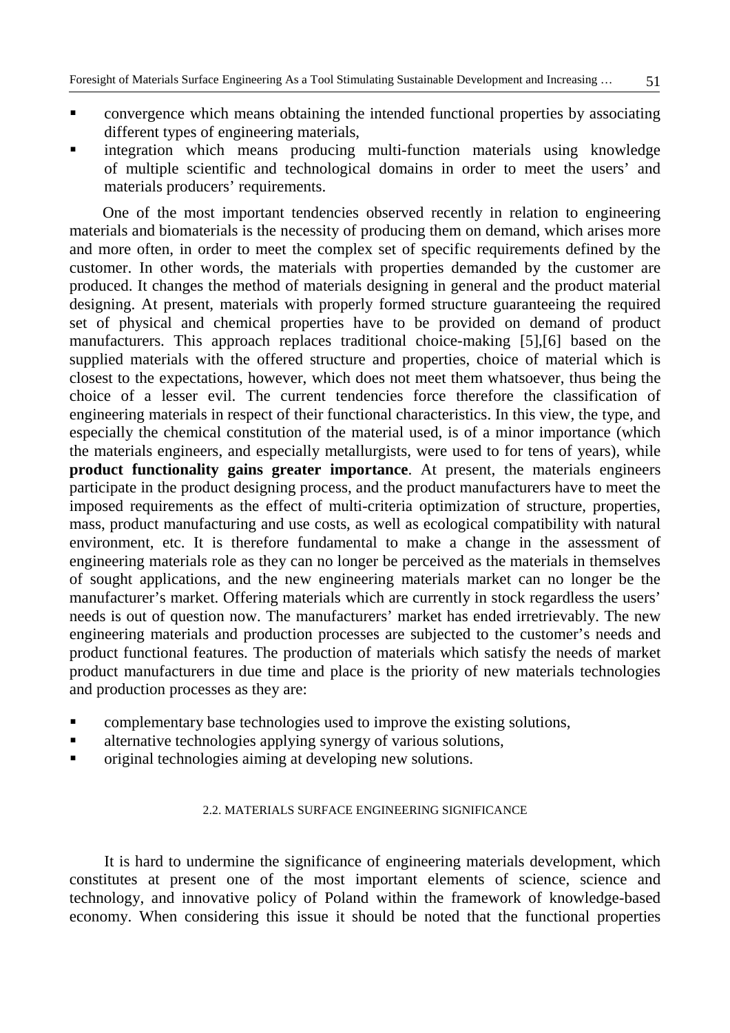- convergence which means obtaining the intended functional properties by associating different types of engineering materials,
- integration which means producing multi-function materials using knowledge of multiple scientific and technological domains in order to meet the users' and materials producers' requirements.

One of the most important tendencies observed recently in relation to engineering materials and biomaterials is the necessity of producing them on demand, which arises more and more often, in order to meet the complex set of specific requirements defined by the customer. In other words, the materials with properties demanded by the customer are produced. It changes the method of materials designing in general and the product material designing. At present, materials with properly formed structure guaranteeing the required set of physical and chemical properties have to be provided on demand of product manufacturers. This approach replaces traditional choice-making [5],[6] based on the supplied materials with the offered structure and properties, choice of material which is closest to the expectations, however, which does not meet them whatsoever, thus being the choice of a lesser evil. The current tendencies force therefore the classification of engineering materials in respect of their functional characteristics. In this view, the type, and especially the chemical constitution of the material used, is of a minor importance (which the materials engineers, and especially metallurgists, were used to for tens of years), while **product functionality gains greater importance**. At present, the materials engineers participate in the product designing process, and the product manufacturers have to meet the imposed requirements as the effect of multi-criteria optimization of structure, properties, mass, product manufacturing and use costs, as well as ecological compatibility with natural environment, etc. It is therefore fundamental to make a change in the assessment of engineering materials role as they can no longer be perceived as the materials in themselves of sought applications, and the new engineering materials market can no longer be the manufacturer's market. Offering materials which are currently in stock regardless the users' needs is out of question now. The manufacturers' market has ended irretrievably. The new engineering materials and production processes are subjected to the customer's needs and product functional features. The production of materials which satisfy the needs of market product manufacturers in due time and place is the priority of new materials technologies and production processes as they are:

- complementary base technologies used to improve the existing solutions,
- alternative technologies applying synergy of various solutions,
- original technologies aiming at developing new solutions.

### 2.2. MATERIALS SURFACE ENGINEERING SIGNIFICANCE

It is hard to undermine the significance of engineering materials development, which constitutes at present one of the most important elements of science, science and technology, and innovative policy of Poland within the framework of knowledge-based economy. When considering this issue it should be noted that the functional properties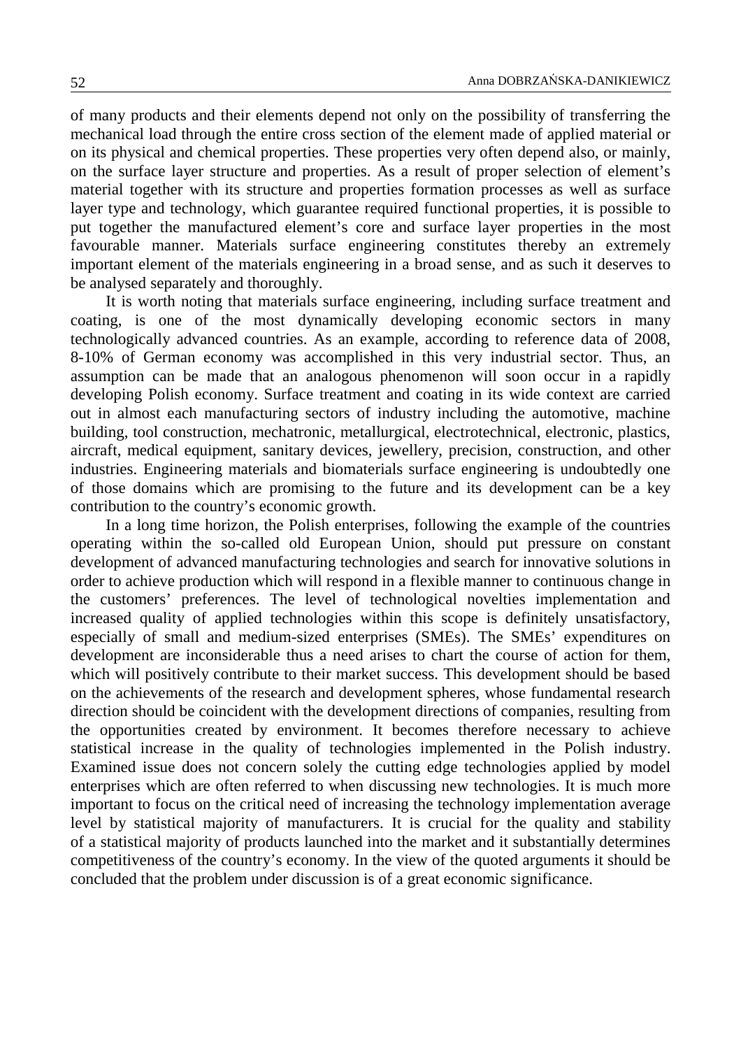of many products and their elements depend not only on the possibility of transferring the mechanical load through the entire cross section of the element made of applied material or on its physical and chemical properties. These properties very often depend also, or mainly, on the surface layer structure and properties. As a result of proper selection of element's material together with its structure and properties formation processes as well as surface layer type and technology, which guarantee required functional properties, it is possible to put together the manufactured element's core and surface layer properties in the most favourable manner. Materials surface engineering constitutes thereby an extremely important element of the materials engineering in a broad sense, and as such it deserves to be analysed separately and thoroughly.

It is worth noting that materials surface engineering, including surface treatment and coating, is one of the most dynamically developing economic sectors in many technologically advanced countries. As an example, according to reference data of 2008, 8-10% of German economy was accomplished in this very industrial sector. Thus, an assumption can be made that an analogous phenomenon will soon occur in a rapidly developing Polish economy. Surface treatment and coating in its wide context are carried out in almost each manufacturing sectors of industry including the automotive, machine building, tool construction, mechatronic, metallurgical, electrotechnical, electronic, plastics, aircraft, medical equipment, sanitary devices, jewellery, precision, construction, and other industries. Engineering materials and biomaterials surface engineering is undoubtedly one of those domains which are promising to the future and its development can be a key contribution to the country's economic growth.

In a long time horizon, the Polish enterprises, following the example of the countries operating within the so-called old European Union, should put pressure on constant development of advanced manufacturing technologies and search for innovative solutions in order to achieve production which will respond in a flexible manner to continuous change in the customers' preferences. The level of technological novelties implementation and increased quality of applied technologies within this scope is definitely unsatisfactory, especially of small and medium-sized enterprises (SMEs). The SMEs' expenditures on development are inconsiderable thus a need arises to chart the course of action for them, which will positively contribute to their market success. This development should be based on the achievements of the research and development spheres, whose fundamental research direction should be coincident with the development directions of companies, resulting from the opportunities created by environment. It becomes therefore necessary to achieve statistical increase in the quality of technologies implemented in the Polish industry. Examined issue does not concern solely the cutting edge technologies applied by model enterprises which are often referred to when discussing new technologies. It is much more important to focus on the critical need of increasing the technology implementation average level by statistical majority of manufacturers. It is crucial for the quality and stability of a statistical majority of products launched into the market and it substantially determines competitiveness of the country's economy. In the view of the quoted arguments it should be concluded that the problem under discussion is of a great economic significance.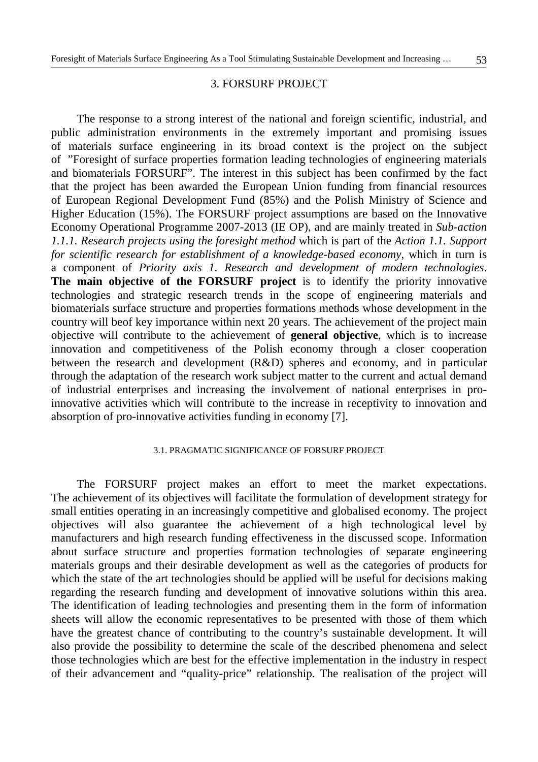## 3. FORSURF PROJECT

The response to a strong interest of the national and foreign scientific, industrial, and public administration environments in the extremely important and promising issues of materials surface engineering in its broad context is the project on the subject of "Foresight of surface properties formation leading technologies of engineering materials and biomaterials FORSURF". The interest in this subject has been confirmed by the fact that the project has been awarded the European Union funding from financial resources of European Regional Development Fund (85%) and the Polish Ministry of Science and Higher Education (15%). The FORSURF project assumptions are based on the Innovative Economy Operational Programme 2007-2013 (IE OP), and are mainly treated in *Sub-action 1.1.1. Research projects using the foresight method* which is part of the *Action 1.1. Support for scientific research for establishment of a knowledge-based economy*, which in turn is a component of *Priority axis 1. Research and development of modern technologies*. **The main objective of the FORSURF project** is to identify the priority innovative technologies and strategic research trends in the scope of engineering materials and biomaterials surface structure and properties formations methods whose development in the country will beof key importance within next 20 years. The achievement of the project main objective will contribute to the achievement of **general objective**, which is to increase innovation and competitiveness of the Polish economy through a closer cooperation between the research and development (R&D) spheres and economy, and in particular through the adaptation of the research work subject matter to the current and actual demand of industrial enterprises and increasing the involvement of national enterprises in pro-innovative activities which will contribute to the increase in receptivity to innovation and absorption of pro-innovative activities funding in economy [7].

### 3.1. PRAGMATIC SIGNIFICANCE OF FORSURF PROJECT

The FORSURF project makes an effort to meet the market expectations. The achievement of its objectives will facilitate the formulation of development strategy for small entities operating in an increasingly competitive and globalised economy. The project objectives will also guarantee the achievement of a high technological level by manufacturers and high research funding effectiveness in the discussed scope. Information about surface structure and properties formation technologies of separate engineering materials groups and their desirable development as well as the categories of products for which the state of the art technologies should be applied will be useful for decisions making regarding the research funding and development of innovative solutions within this area. The identification of leading technologies and presenting them in the form of information sheets will allow the economic representatives to be presented with those of them which have the greatest chance of contributing to the country's sustainable development. It will also provide the possibility to determine the scale of the described phenomena and select those technologies which are best for the effective implementation in the industry in respect of their advancement and "quality-price" relationship. The realisation of the project will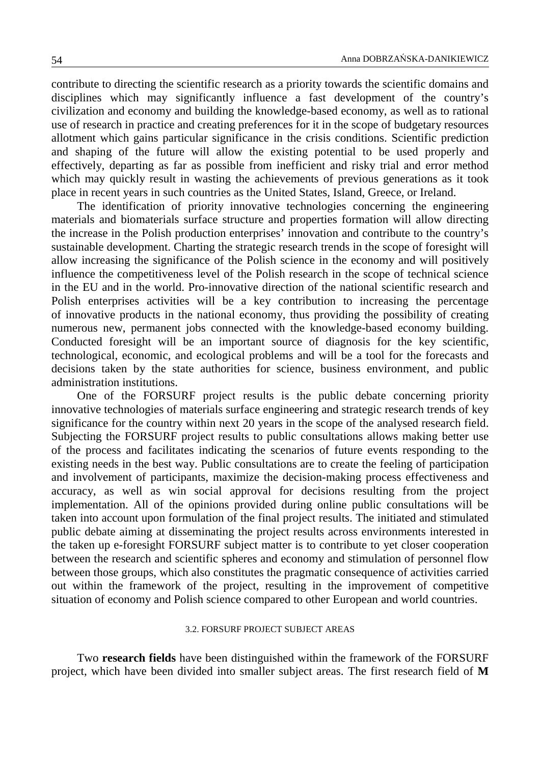contribute to directing the scientific research as a priority towards the scientific domains and disciplines which may significantly influence a fast development of the country's civilization and economy and building the knowledge-based economy, as well as to rational use of research in practice and creating preferences for it in the scope of budgetary resources allotment which gains particular significance in the crisis conditions. Scientific prediction and shaping of the future will allow the existing potential to be used properly and effectively, departing as far as possible from inefficient and risky trial and error method which may quickly result in wasting the achievements of previous generations as it took place in recent years in such countries as the United States, Island, Greece, or Ireland.

The identification of priority innovative technologies concerning the engineering materials and biomaterials surface structure and properties formation will allow directing the increase in the Polish production enterprises' innovation and contribute to the country's sustainable development. Charting the strategic research trends in the scope of foresight will allow increasing the significance of the Polish science in the economy and will positively influence the competitiveness level of the Polish research in the scope of technical science in the EU and in the world. Pro-innovative direction of the national scientific research and Polish enterprises activities will be a key contribution to increasing the percentage of innovative products in the national economy, thus providing the possibility of creating numerous new, permanent jobs connected with the knowledge-based economy building. Conducted foresight will be an important source of diagnosis for the key scientific, technological, economic, and ecological problems and will be a tool for the forecasts and decisions taken by the state authorities for science, business environment, and public administration institutions.

One of the FORSURF project results is the public debate concerning priority innovative technologies of materials surface engineering and strategic research trends of key significance for the country within next 20 years in the scope of the analysed research field. Subjecting the FORSURF project results to public consultations allows making better use of the process and facilitates indicating the scenarios of future events responding to the existing needs in the best way. Public consultations are to create the feeling of participation and involvement of participants, maximize the decision-making process effectiveness and accuracy, as well as win social approval for decisions resulting from the project implementation. All of the opinions provided during online public consultations will be taken into account upon formulation of the final project results. The initiated and stimulated public debate aiming at disseminating the project results across environments interested in the taken up e-foresight FORSURF subject matter is to contribute to yet closer cooperation between the research and scientific spheres and economy and stimulation of personnel flow between those groups, which also constitutes the pragmatic consequence of activities carried out within the framework of the project, resulting in the improvement of competitive situation of economy and Polish science compared to other European and world countries.

### 3.2. FORSURF PROJECT SUBJECT AREAS

Two **research fields** have been distinguished within the framework of the FORSURF project, which have been divided into smaller subject areas. The first research field of **M**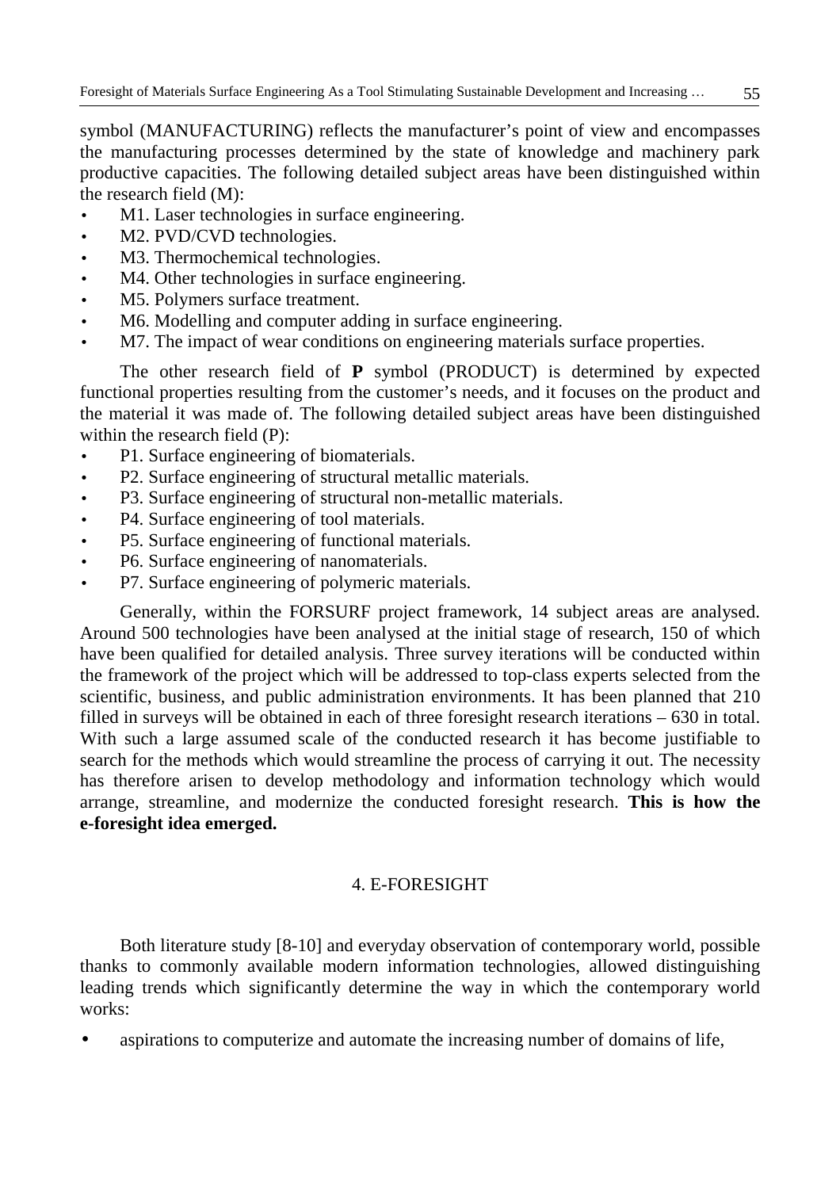symbol (MANUFACTURING) reflects the manufacturer's point of view and encompasses the manufacturing processes determined by the state of knowledge and machinery park productive capacities. The following detailed subject areas have been distinguished within the research field (M):

- M1. Laser technologies in surface engineering.
- M2. PVD/CVD technologies.
- M3. Thermochemical technologies.
- M4. Other technologies in surface engineering.
- M5. Polymers surface treatment.
- M6. Modelling and computer adding in surface engineering.
- M7. The impact of wear conditions on engineering materials surface properties.

The other research field of **P** symbol (PRODUCT) is determined by expected functional properties resulting from the customer's needs, and it focuses on the product and the material it was made of. The following detailed subject areas have been distinguished within the research field (P):

- P1. Surface engineering of biomaterials.
- P2. Surface engineering of structural metallic materials.
- P3. Surface engineering of structural non-metallic materials.
- P4. Surface engineering of tool materials.
- P5. Surface engineering of functional materials.
- P6. Surface engineering of nanomaterials.
- P7. Surface engineering of polymeric materials.

Generally, within the FORSURF project framework, 14 subject areas are analysed. Around 500 technologies have been analysed at the initial stage of research, 150 of which have been qualified for detailed analysis. Three survey iterations will be conducted within the framework of the project which will be addressed to top-class experts selected from the scientific, business, and public administration environments. It has been planned that 210 filled in surveys will be obtained in each of three foresight research iterations – 630 in total. With such a large assumed scale of the conducted research it has become justifiable to search for the methods which would streamline the process of carrying it out. The necessity has therefore arisen to develop methodology and information technology which would arrange, streamline, and modernize the conducted foresight research. **This is how the e-foresight idea emerged.**

## 4. E-FORESIGHT

Both literature study [8-10] and everyday observation of contemporary world, possible thanks to commonly available modern information technologies, allowed distinguishing leading trends which significantly determine the way in which the contemporary world works:

- aspirations to computerize and automate the increasing number of domains of life,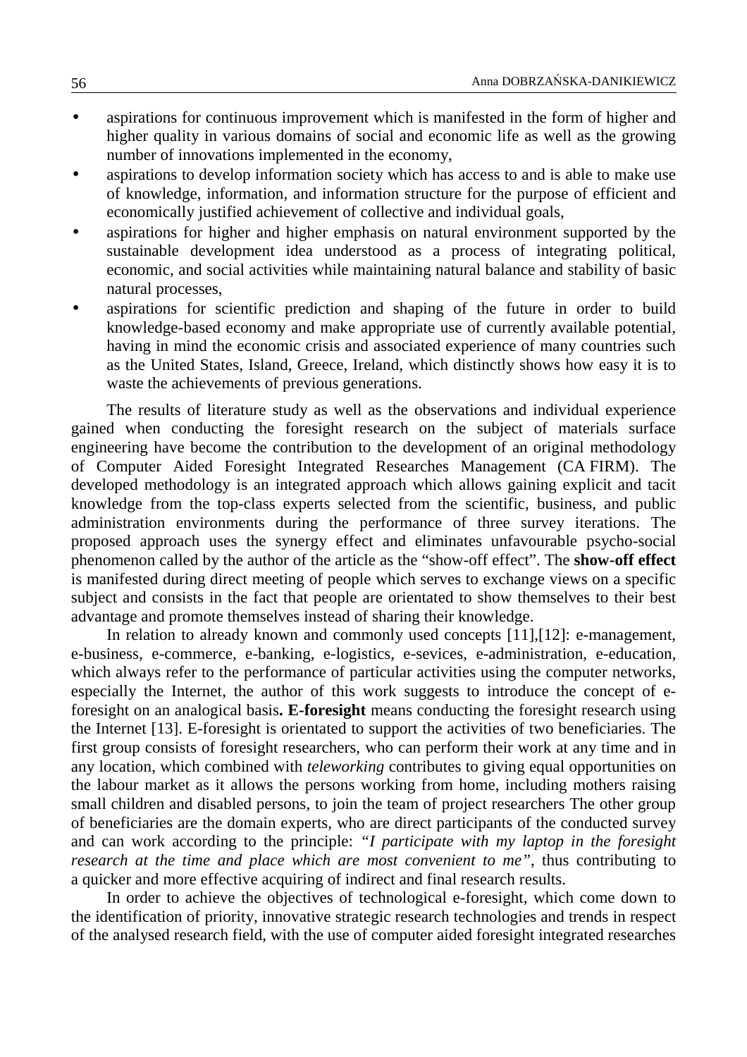- aspirations for continuous improvement which is manifested in the form of higher and higher quality in various domains of social and economic life as well as the growing number of innovations implemented in the economy,
- aspirations to develop information society which has access to and is able to make use of knowledge, information, and information structure for the purpose of efficient and economically justified achievement of collective and individual goals,
- aspirations for higher and higher emphasis on natural environment supported by the sustainable development idea understood as a process of integrating political, economic, and social activities while maintaining natural balance and stability of basic natural processes,
- aspirations for scientific prediction and shaping of the future in order to build knowledge-based economy and make appropriate use of currently available potential, having in mind the economic crisis and associated experience of many countries such as the United States, Island, Greece, Ireland, which distinctly shows how easy it is to waste the achievements of previous generations.

The results of literature study as well as the observations and individual experience gained when conducting the foresight research on the subject of materials surface engineering have become the contribution to the development of an original methodology of Computer Aided Foresight Integrated Researches Management (CA FIRM). The developed methodology is an integrated approach which allows gaining explicit and tacit knowledge from the top-class experts selected from the scientific, business, and public administration environments during the performance of three survey iterations. The proposed approach uses the synergy effect and eliminates unfavourable psycho-social phenomenon called by the author of the article as the "show-off effect". The **show-off effect** is manifested during direct meeting of people which serves to exchange views on a specific subject and consists in the fact that people are orientated to show themselves to their best advantage and promote themselves instead of sharing their knowledge.

In relation to already known and commonly used concepts [11],[12]: e-management, e-business, e-commerce, e-banking, e-logistics, e-sevices, e-administration, e-education, which always refer to the performance of particular activities using the computer networks, especially the Internet, the author of this work suggests to introduce the concept of e-foresight on an analogical basis**. E-foresight** means conducting the foresight research using the Internet [13]. E-foresight is orientated to support the activities of two beneficiaries. The first group consists of foresight researchers, who can perform their work at any time and in any location, which combined with *teleworking* contributes to giving equal opportunities on the labour market as it allows the persons working from home, including mothers raising small children and disabled persons, to join the team of project researchers The other group of beneficiaries are the domain experts, who are direct participants of the conducted survey and can work according to the principle: *"I participate with my laptop in the foresight research at the time and place which are most convenient to me"*, thus contributing to a quicker and more effective acquiring of indirect and final research results.

In order to achieve the objectives of technological e-foresight, which come down to the identification of priority, innovative strategic research technologies and trends in respect of the analysed research field, with the use of computer aided foresight integrated researches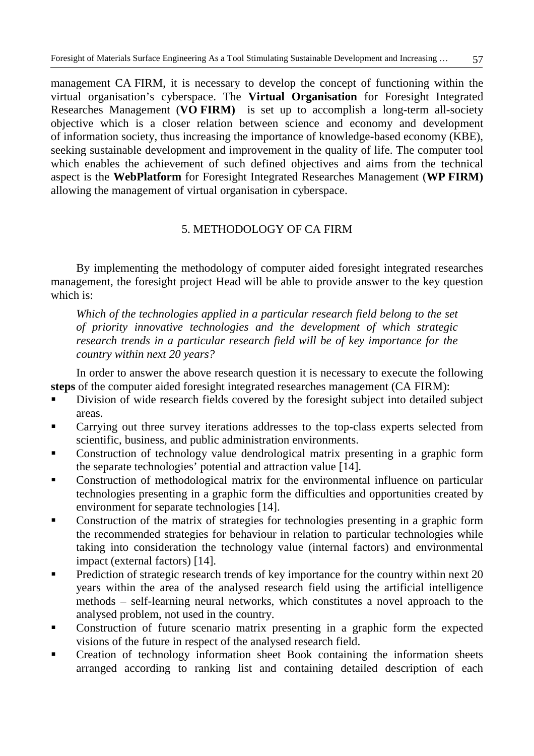management CA FIRM, it is necessary to develop the concept of functioning within the virtual organisation's cyberspace. The **Virtual Organisation** for Foresight Integrated Researches Management (**VO FIRM**) is set up to accomplish a long-term all-society objective which is a closer relation between science and economy and development of information society, thus increasing the importance of knowledge-based economy (KBE), seeking sustainable development and improvement in the quality of life. The computer tool which enables the achievement of such defined objectives and aims from the technical aspect is the **WebPlatform** for Foresight Integrated Researches Management (**WP FIRM)** allowing the management of virtual organisation in cyberspace.

## 5. METHODOLOGY OF CA FIRM

By implementing the methodology of computer aided foresight integrated researches management, the foresight project Head will be able to provide answer to the key question which is:

*Which of the technologies applied in a particular research field belong to the set of priority innovative technologies and the development of which strategic research trends in a particular research field will be of key importance for the country within next 20 years?*

In order to answer the above research question it is necessary to execute the following **steps** of the computer aided foresight integrated researches management (CA FIRM):

- Division of wide research fields covered by the foresight subject into detailed subject areas.
- Carrying out three survey iterations addresses to the top-class experts selected from scientific, business, and public administration environments.
- Construction of technology value dendrological matrix presenting in a graphic form the separate technologies' potential and attraction value [14].
- Construction of methodological matrix for the environmental influence on particular technologies presenting in a graphic form the difficulties and opportunities created by environment for separate technologies [14].
- Construction of the matrix of strategies for technologies presenting in a graphic form the recommended strategies for behaviour in relation to particular technologies while taking into consideration the technology value (internal factors) and environmental impact (external factors) [14].
- Prediction of strategic research trends of key importance for the country within next 20 years within the area of the analysed research field using the artificial intelligence methods – self-learning neural networks, which constitutes a novel approach to the analysed problem, not used in the country.
- Construction of future scenario matrix presenting in a graphic form the expected visions of the future in respect of the analysed research field.
- Creation of technology information sheet Book containing the information sheets arranged according to ranking list and containing detailed description of each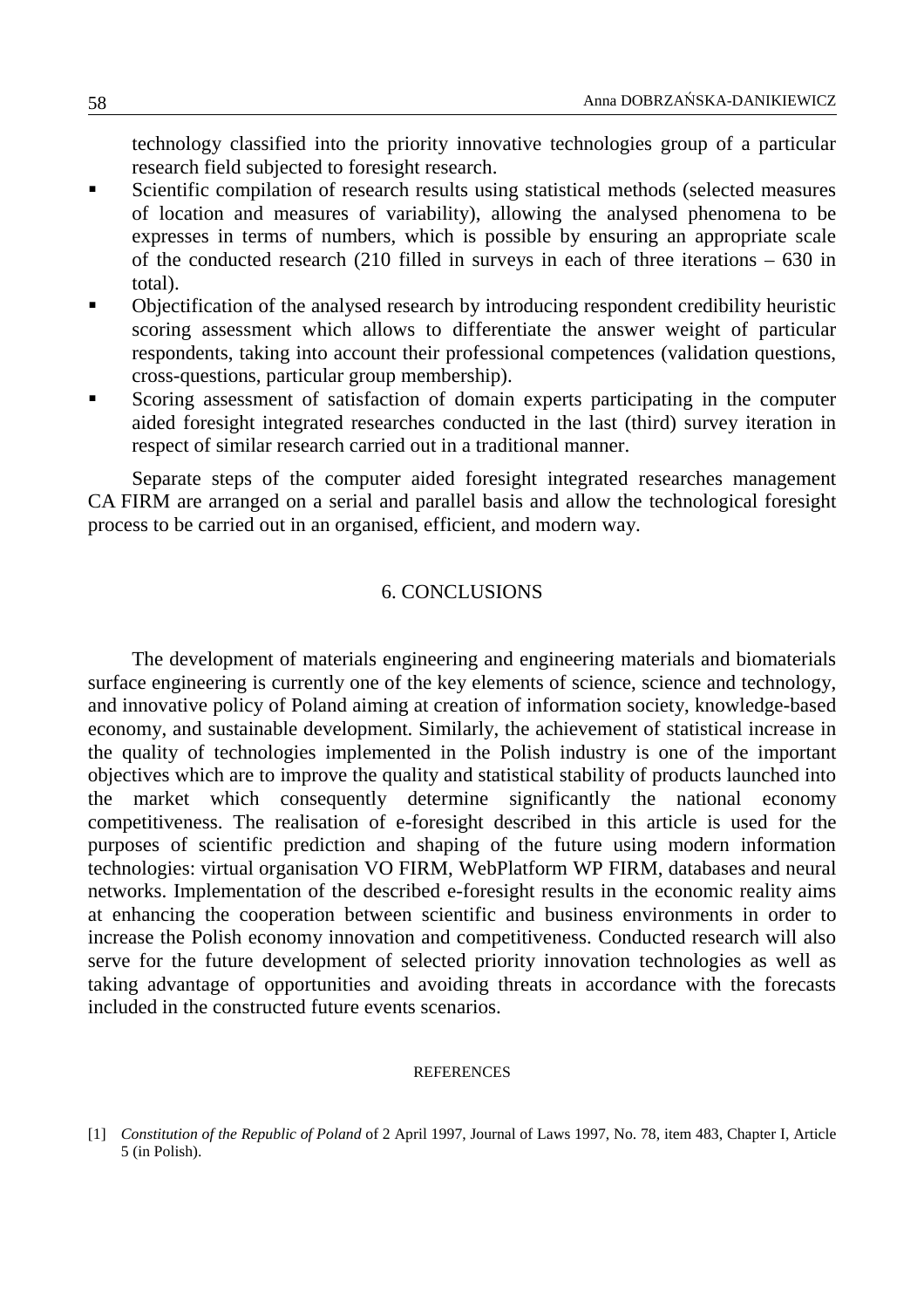technology classified into the priority innovative technologies group of a particular research field subjected to foresight research.

- Scientific compilation of research results using statistical methods (selected measures of location and measures of variability), allowing the analysed phenomena to be expresses in terms of numbers, which is possible by ensuring an appropriate scale of the conducted research (210 filled in surveys in each of three iterations – 630 in total).
- Objectification of the analysed research by introducing respondent credibility heuristic scoring assessment which allows to differentiate the answer weight of particular respondents, taking into account their professional competences (validation questions, cross-questions, particular group membership).
- Scoring assessment of satisfaction of domain experts participating in the computer aided foresight integrated researches conducted in the last (third) survey iteration in respect of similar research carried out in a traditional manner.

Separate steps of the computer aided foresight integrated researches management CA FIRM are arranged on a serial and parallel basis and allow the technological foresight process to be carried out in an organised, efficient, and modern way.

## 6. CONCLUSIONS

The development of materials engineering and engineering materials and biomaterials surface engineering is currently one of the key elements of science, science and technology, and innovative policy of Poland aiming at creation of information society, knowledge-based economy, and sustainable development. Similarly, the achievement of statistical increase in the quality of technologies implemented in the Polish industry is one of the important objectives which are to improve the quality and statistical stability of products launched into the market which consequently determine significantly the national economy competitiveness. The realisation of e-foresight described in this article is used for the purposes of scientific prediction and shaping of the future using modern information technologies: virtual organisation VO FIRM, WebPlatform WP FIRM, databases and neural networks. Implementation of the described e-foresight results in the economic reality aims at enhancing the cooperation between scientific and business environments in order to increase the Polish economy innovation and competitiveness. Conducted research will also serve for the future development of selected priority innovation technologies as well as taking advantage of opportunities and avoiding threats in accordance with the forecasts included in the constructed future events scenarios.

## REFERENCES

[1] *Constitution of the Republic of Poland* of 2 April 1997, Journal of Laws 1997, No. 78, item 483, Chapter I, Article 5 (in Polish).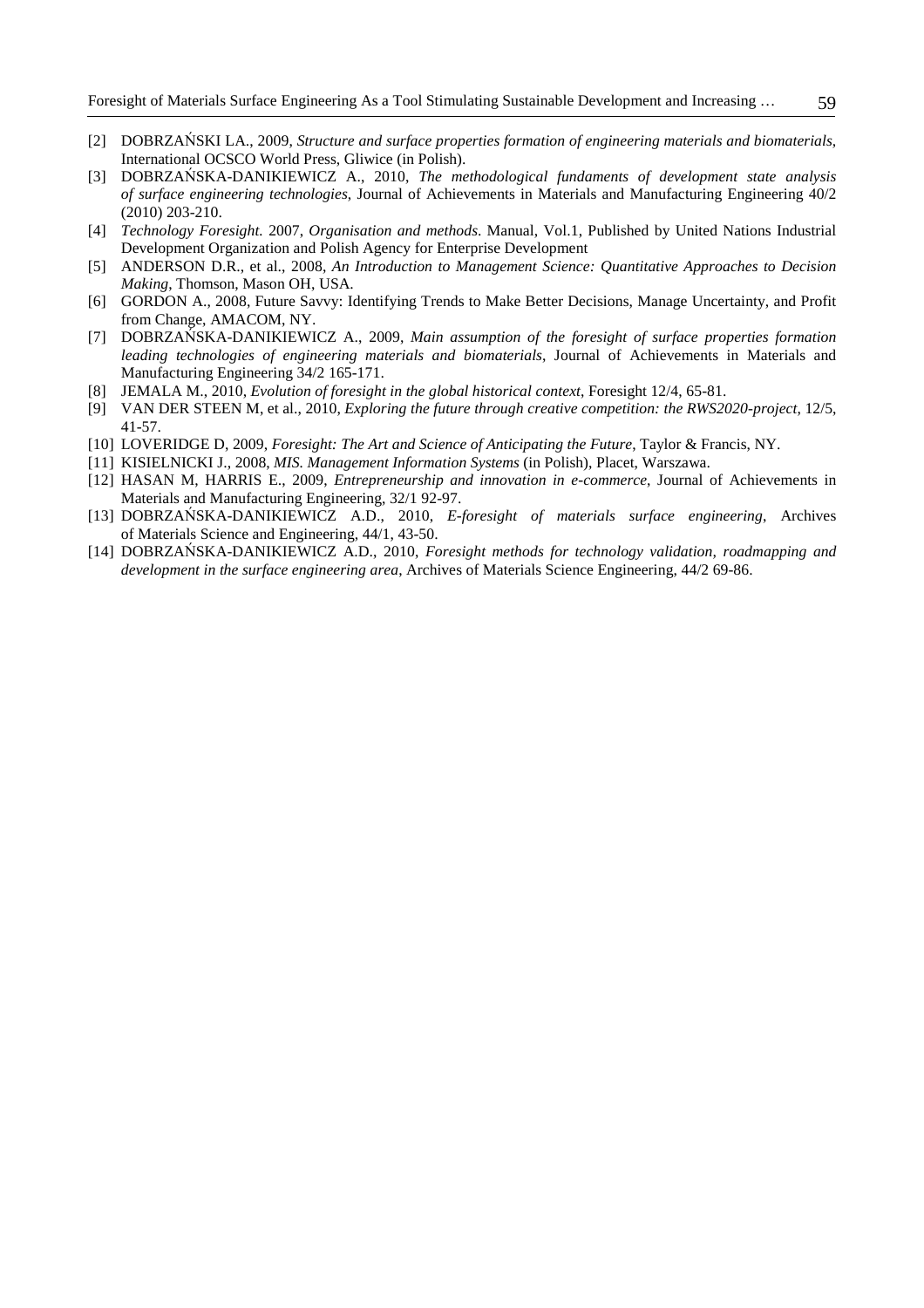[2] DOBRZAŃSKI LA., 2009, *Structure and surface properties formation of engineering materials and biomaterials*, International OCSCO World Press, Gliwice (in Polish).

[3] DOBRZAŃSKA-DANIKIEWICZ A., 2010, *The methodological fundaments of development state analysis of surface engineering technologies*, Journal of Achievements in Materials and Manufacturing Engineering 40/2 (2010) 203-210.

[4] *Technology Foresight.* 2007, *Organisation and methods*. Manual, Vol.1, Published by United Nations Industrial Development Organization and Polish Agency for Enterprise Development

[5] ANDERSON D.R., et al., 2008, *An Introduction to Management Science: Quantitative Approaches to Decision Making*, Thomson, Mason OH, USA.

[6] GORDON A., 2008, Future Savvy: Identifying Trends to Make Better Decisions, Manage Uncertainty, and Profit from Change, AMACOM, NY.

[7] DOBRZAŃSKA-DANIKIEWICZ A., 2009, *Main assumption of the foresight of surface properties formation leading technologies of engineering materials and biomaterials*, Journal of Achievements in Materials and Manufacturing Engineering 34/2 165-171.

[8] JEMALA M., 2010, *Evolution of foresight in the global historical context*, Foresight 12/4, 65-81.

[9] VAN DER STEEN M, et al., 2010, *Exploring the future through creative competition: the RWS2020-project*, 12/5, 41-57.

[10] LOVERIDGE D, 2009, *Foresight: The Art and Science of Anticipating the Future*, Taylor & Francis, NY.

[11] KISIELNICKI J., 2008, *MIS. Management Information Systems* (in Polish), Placet, Warszawa.

[12] HASAN M, HARRIS E., 2009, *Entrepreneurship and innovation in e-commerce*, Journal of Achievements in Materials and Manufacturing Engineering, 32/1 92-97.

[13] DOBRZAŃSKA-DANIKIEWICZ A.D., 2010, *E-foresight of materials surface engineering*, Archives of Materials Science and Engineering, 44/1, 43-50.

[14] DOBRZAŃSKA-DANIKIEWICZ A.D., 2010, *Foresight methods for technology validation, roadmapping and development in the surface engineering area*, Archives of Materials Science Engineering, 44/2 69-86.